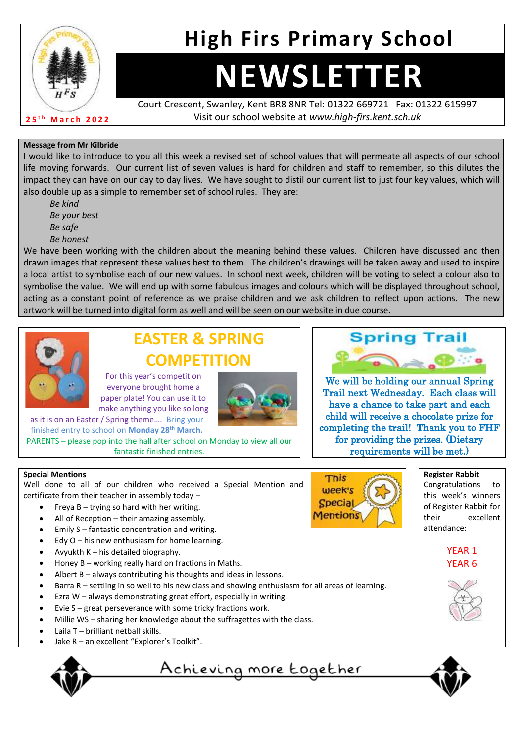# High Firs Primary School

# NEWSLETTER

25th March 2022

Court Crescent, Swanley, Kent BR8 8NR Tel: 01322 669721 Fax: 01322 615997
Visit our school website at *www.high-firs.kent.sch.uk*

**Message from Mr Kilbride**

I would like to introduce to you all this week a revised set of school values that will permeate all aspects of our school life moving forwards. Our current list of seven values is hard for children and staff to remember, so this dilutes the impact they can have on our day to day lives. We have sought to distil our current list to just four key values, which will also double up as a simple to remember set of school rules. They are:

*Be kind*
*Be your best*
*Be safe*
*Be honest*

We have been working with the children about the meaning behind these values. Children have discussed and then drawn images that represent these values best to them. The children's drawings will be taken away and used to inspire a local artist to symbolise each of our new values. In school next week, children will be voting to select a colour also to symbolise the value. We will end up with some fabulous images and colours which will be displayed throughout school, acting as a constant point of reference as we praise children and we ask children to reflect upon actions. The new artwork will be turned into digital form as well and will be seen on our website in due course.

## EASTER & SPRING COMPETITION

For this year's competition everyone brought home a paper plate! You can use it to make anything you like so long as it is on an Easter / Spring theme…. Bring your finished entry to school on **Monday 28th March.**

PARENTS – please pop into the hall after school on Monday to view all our fantastic finished entries.

## Spring Trail

We will be holding our annual Spring Trail next Wednesday. Each class will have a chance to take part and each child will receive a chocolate prize for completing the trail! Thank you to FHF for providing the prizes. (Dietary requirements will be met.)

**Special Mentions**

This week's Special Mentions

Well done to all of our children who received a Special Mention and certificate from their teacher in assembly today –

- Freya B – trying so hard with her writing.
- All of Reception – their amazing assembly.
- Emily S – fantastic concentration and writing.
- Edy O – his new enthusiasm for home learning.
- Avyukth K – his detailed biography.
- Honey B – working really hard on fractions in Maths.
- Albert B – always contributing his thoughts and ideas in lessons.
- Barra R – settling in so well to his new class and showing enthusiasm for all areas of learning.
- Ezra W – always demonstrating great effort, especially in writing.
- Evie S – great perseverance with some tricky fractions work.
- Millie WS – sharing her knowledge about the suffragettes with the class.
- Laila T – brilliant netball skills.
- Jake R – an excellent "Explorer's Toolkit".

**Register Rabbit**

Congratulations to this week's winners of Register Rabbit for their excellent attendance:

YEAR 1
YEAR 6

Achieving more together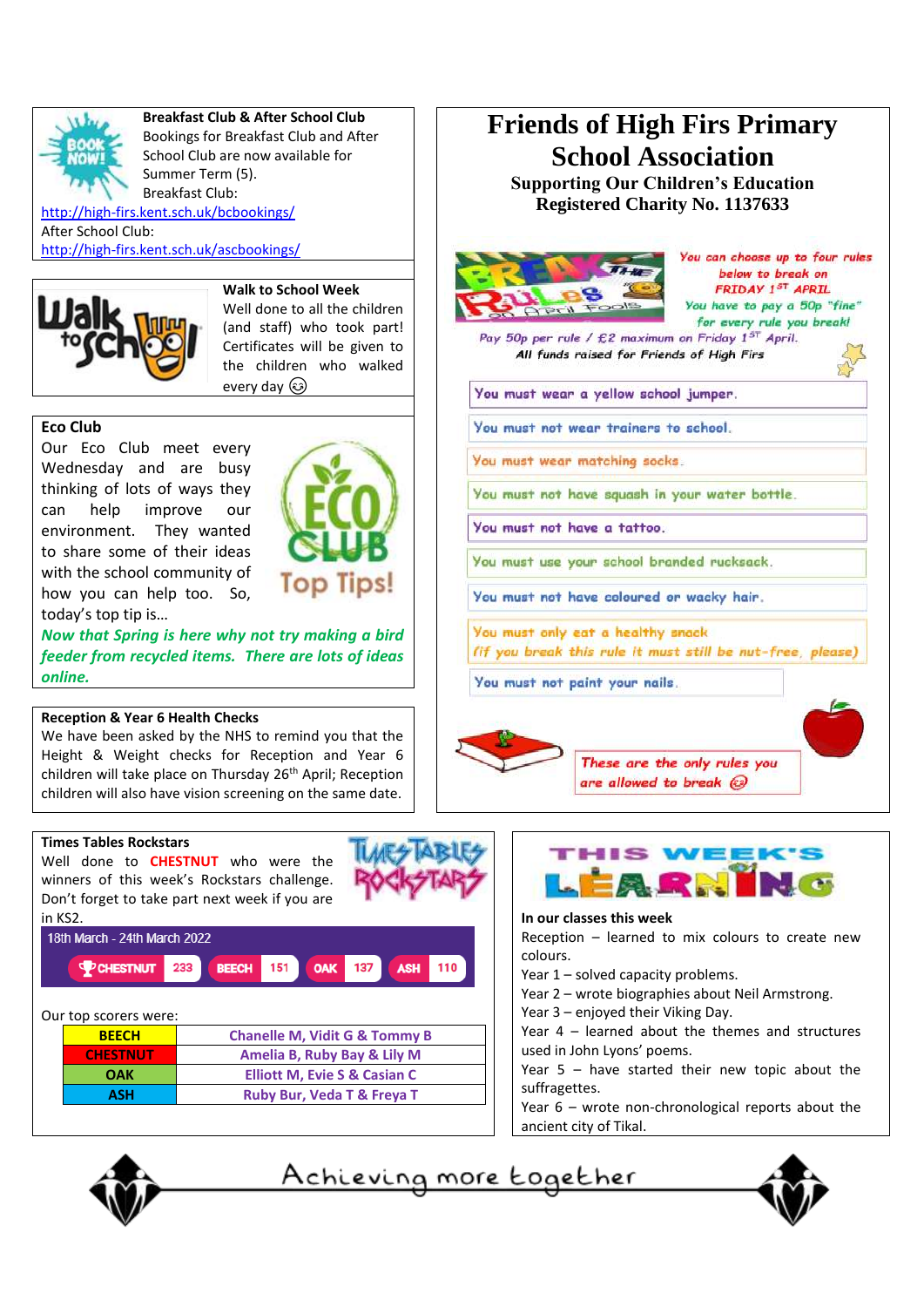## Breakfast Club & After School Club

Bookings for Breakfast Club and After School Club are now available for Summer Term (5).

Breakfast Club:
http://high-firs.kent.sch.uk/bcbookings/

After School Club:
http://high-firs.kent.sch.uk/ascbookings/

## Walk to School Week

Well done to all the children (and staff) who took part! Certificates will be given to the children who walked every day ☺

## Eco Club

Our Eco Club meet every Wednesday and are busy thinking of lots of ways they can help improve our environment. They wanted to share some of their ideas with the school community of how you can help too. So, today's top tip is…

***Now that Spring is here why not try making a bird feeder from recycled items. There are lots of ideas online.***

## Reception & Year 6 Health Checks

We have been asked by the NHS to remind you that the Height & Weight checks for Reception and Year 6 children will take place on Thursday 26th April; Reception children will also have vision screening on the same date.

# Friends of High Firs Primary School Association

**Supporting Our Children's Education**
**Registered Charity No. 1137633**

Break the Rules on April Fools

You can choose up to four rules below to break on FRIDAY 1ST APRIL

You have to pay a 50p "fine" for every rule you break!

Pay 50p per rule / £2 maximum on Friday 1ST April.

All funds raised for Friends of High Firs

- You must wear a yellow school jumper.
- You must not wear trainers to school.
- You must wear matching socks.
- You must not have squash in your water bottle.
- You must not have a tattoo.
- You must use your school branded rucksack.
- You must not have coloured or wacky hair.
- You must only eat a healthy snack (if you break this rule it must still be nut-free, please)
- You must not paint your nails.

These are the only rules you are allowed to break ☺

## Times Tables Rockstars

Well done to **CHESTNUT** who were the winners of this week's Rockstars challenge. Don't forget to take part next week if you are in KS2.

18th March - 24th March 2022

| CHESTNUT | BEECH | OAK | ASH |
|---|---|---|---|
| 233 | 151 | 137 | 110 |

Our top scorers were:

| Class | Top scorers |
|---|---|
| BEECH | Chanelle M, Vidit G & Tommy B |
| CHESTNUT | Amelia B, Ruby Bay & Lily M |
| OAK | Elliott M, Evie S & Casian C |
| ASH | Ruby Bur, Veda T & Freya T |

## This Week's Learning

**In our classes this week**

Reception – learned to mix colours to create new colours.
Year 1 – solved capacity problems.
Year 2 – wrote biographies about Neil Armstrong.
Year 3 – enjoyed their Viking Day.
Year 4 – learned about the themes and structures used in John Lyons' poems.
Year 5 – have started their new topic about the suffragettes.
Year 6 – wrote non-chronological reports about the ancient city of Tikal.

Achieving more together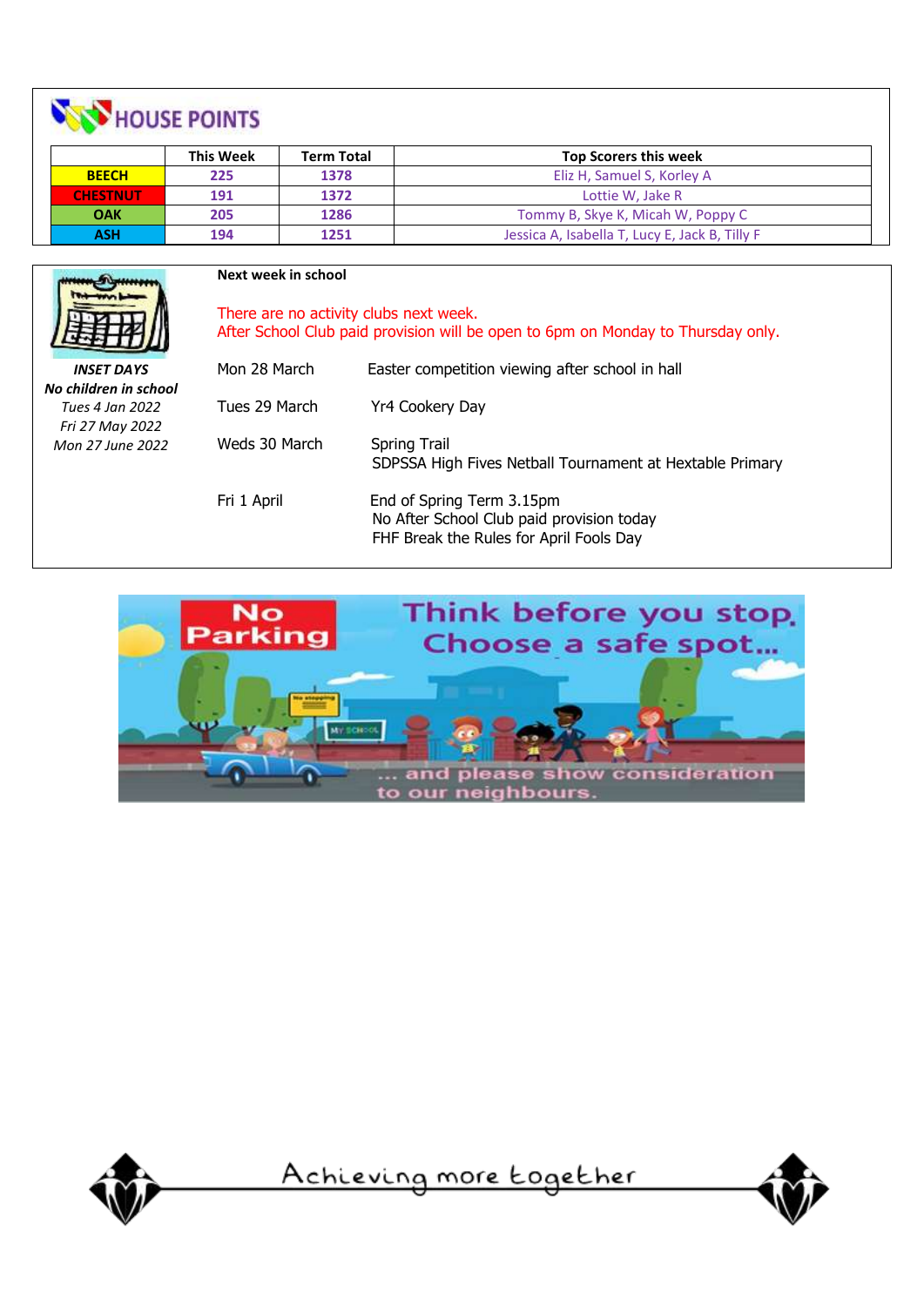## HOUSE POINTS

| | This Week | Term Total | Top Scorers this week |
|---|---|---|---|
| **BEECH** | 225 | 1378 | Eliz H, Samuel S, Korley A |
| **CHESTNUT** | 191 | 1372 | Lottie W, Jake R |
| **OAK** | 205 | 1286 | Tommy B, Skye K, Micah W, Poppy C |
| **ASH** | 194 | 1251 | Jessica A, Isabella T, Lucy E, Jack B, Tilly F |

***INSET DAYS***
***No children in school***
*Tues 4 Jan 2022*
*Fri 27 May 2022*
*Mon 27 June 2022*

**Next week in school**

There are no activity clubs next week.
After School Club paid provision will be open to 6pm on Monday to Thursday only.

| | |
|---|---|
| Mon 28 March | Easter competition viewing after school in hall |
| Tues 29 March | Yr4 Cookery Day |
| Weds 30 March | Spring Trail<br>SDPSSA High Fives Netball Tournament at Hextable Primary |
| Fri 1 April | End of Spring Term 3.15pm<br>No After School Club paid provision today<br>FHF Break the Rules for April Fools Day |

No Parking

Think before you stop. Choose a safe spot...

... and please show consideration to our neighbours.

Achieving more together